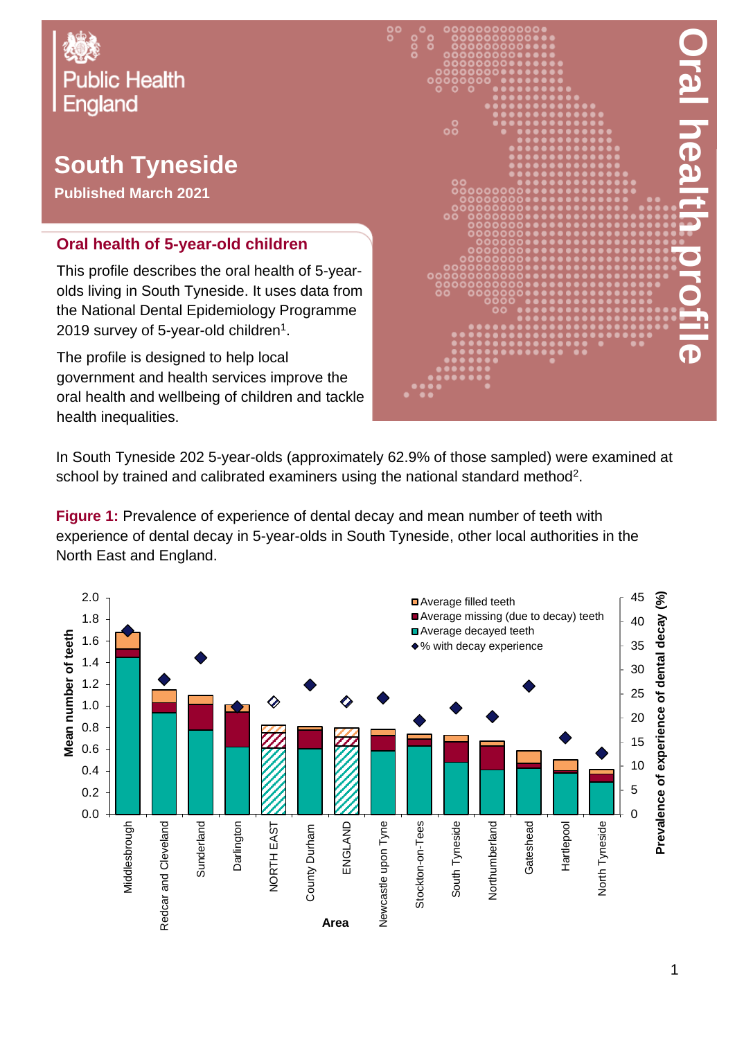Public Health England

# South Tyneside

**Published March 2021**

Oral health profile

## Oral health of 5-year-old children

This profile describes the oral health of 5-year-olds living in South Tyneside. It uses data from the National Dental Epidemiology Programme 2019 survey of 5-year-old children[1].

The profile is designed to help local government and health services improve the oral health and wellbeing of children and tackle health inequalities.

In South Tyneside 202 5-year-olds (approximately 62.9% of those sampled) were examined at school by trained and calibrated examiners using the national standard method[2].

**Figure 1:** Prevalence of experience of dental decay and mean number of teeth with experience of dental decay in 5-year-olds in South Tyneside, other local authorities in the North East and England.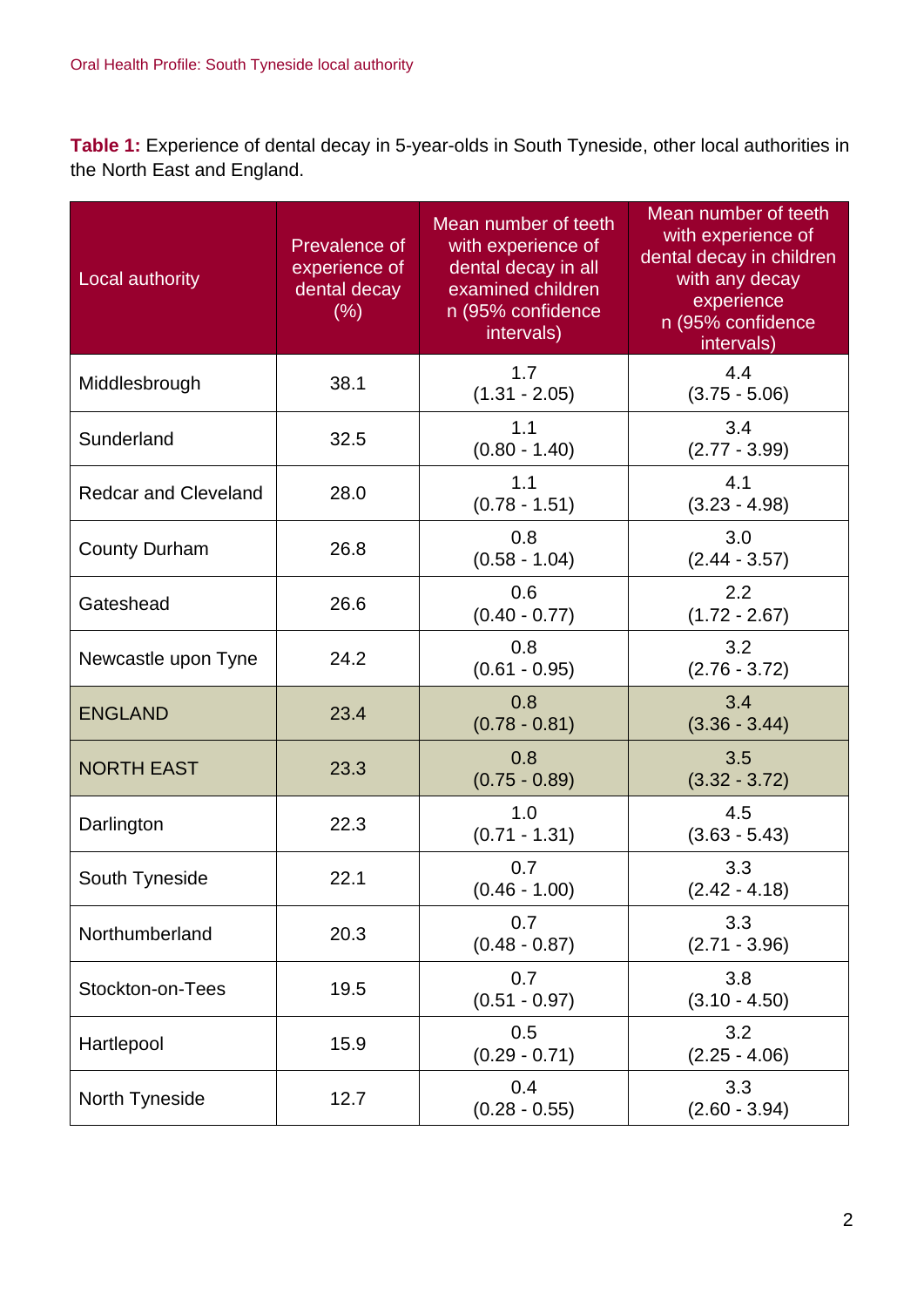**Table 1:** Experience of dental decay in 5-year-olds in South Tyneside, other local authorities in the North East and England.

| Local authority | Prevalence of experience of dental decay (%) | Mean number of teeth with experience of dental decay in all examined children n (95% confidence intervals) | Mean number of teeth with experience of dental decay in children with any decay experience n (95% confidence intervals) |
|---|---|---|---|
| Middlesbrough | 38.1 | 1.7 (1.31 - 2.05) | 4.4 (3.75 - 5.06) |
| Sunderland | 32.5 | 1.1 (0.80 - 1.40) | 3.4 (2.77 - 3.99) |
| Redcar and Cleveland | 28.0 | 1.1 (0.78 - 1.51) | 4.1 (3.23 - 4.98) |
| County Durham | 26.8 | 0.8 (0.58 - 1.04) | 3.0 (2.44 - 3.57) |
| Gateshead | 26.6 | 0.6 (0.40 - 0.77) | 2.2 (1.72 - 2.67) |
| Newcastle upon Tyne | 24.2 | 0.8 (0.61 - 0.95) | 3.2 (2.76 - 3.72) |
| ENGLAND | 23.4 | 0.8 (0.78 - 0.81) | 3.4 (3.36 - 3.44) |
| NORTH EAST | 23.3 | 0.8 (0.75 - 0.89) | 3.5 (3.32 - 3.72) |
| Darlington | 22.3 | 1.0 (0.71 - 1.31) | 4.5 (3.63 - 5.43) |
| South Tyneside | 22.1 | 0.7 (0.46 - 1.00) | 3.3 (2.42 - 4.18) |
| Northumberland | 20.3 | 0.7 (0.48 - 0.87) | 3.3 (2.71 - 3.96) |
| Stockton-on-Tees | 19.5 | 0.7 (0.51 - 0.97) | 3.8 (3.10 - 4.50) |
| Hartlepool | 15.9 | 0.5 (0.29 - 0.71) | 3.2 (2.25 - 4.06) |
| North Tyneside | 12.7 | 0.4 (0.28 - 0.55) | 3.3 (2.60 - 3.94) |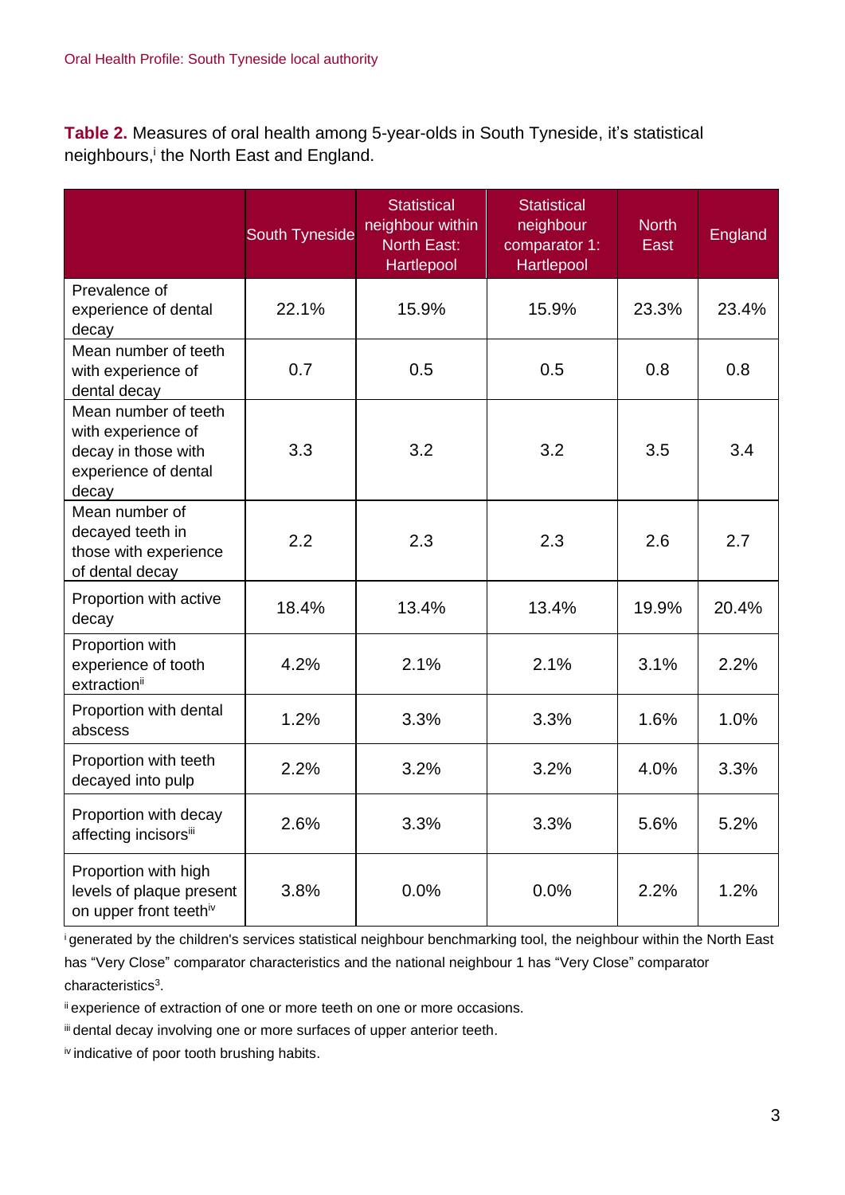**Table 2.** Measures of oral health among 5-year-olds in South Tyneside, it's statistical neighbours,[i] the North East and England.

| | South Tyneside | Statistical neighbour within North East: Hartlepool | Statistical neighbour comparator 1: Hartlepool | North East | England |
|---|---|---|---|---|---|
| Prevalence of experience of dental decay | 22.1% | 15.9% | 15.9% | 23.3% | 23.4% |
| Mean number of teeth with experience of dental decay | 0.7 | 0.5 | 0.5 | 0.8 | 0.8 |
| Mean number of teeth with experience of decay in those with experience of dental decay | 3.3 | 3.2 | 3.2 | 3.5 | 3.4 |
| Mean number of decayed teeth in those with experience of dental decay | 2.2 | 2.3 | 2.3 | 2.6 | 2.7 |
| Proportion with active decay | 18.4% | 13.4% | 13.4% | 19.9% | 20.4% |
| Proportion with experience of tooth extraction[ii] | 4.2% | 2.1% | 2.1% | 3.1% | 2.2% |
| Proportion with dental abscess | 1.2% | 3.3% | 3.3% | 1.6% | 1.0% |
| Proportion with teeth decayed into pulp | 2.2% | 3.2% | 3.2% | 4.0% | 3.3% |
| Proportion with decay affecting incisors[iii] | 2.6% | 3.3% | 3.3% | 5.6% | 5.2% |
| Proportion with high levels of plaque present on upper front teeth[iv] | 3.8% | 0.0% | 0.0% | 2.2% | 1.2% |

[i] generated by the children's services statistical neighbour benchmarking tool, the neighbour within the North East has "Very Close" comparator characteristics and the national neighbour 1 has "Very Close" comparator characteristics[3].

[ii] experience of extraction of one or more teeth on one or more occasions.

[iii] dental decay involving one or more surfaces of upper anterior teeth.

[iv] indicative of poor tooth brushing habits.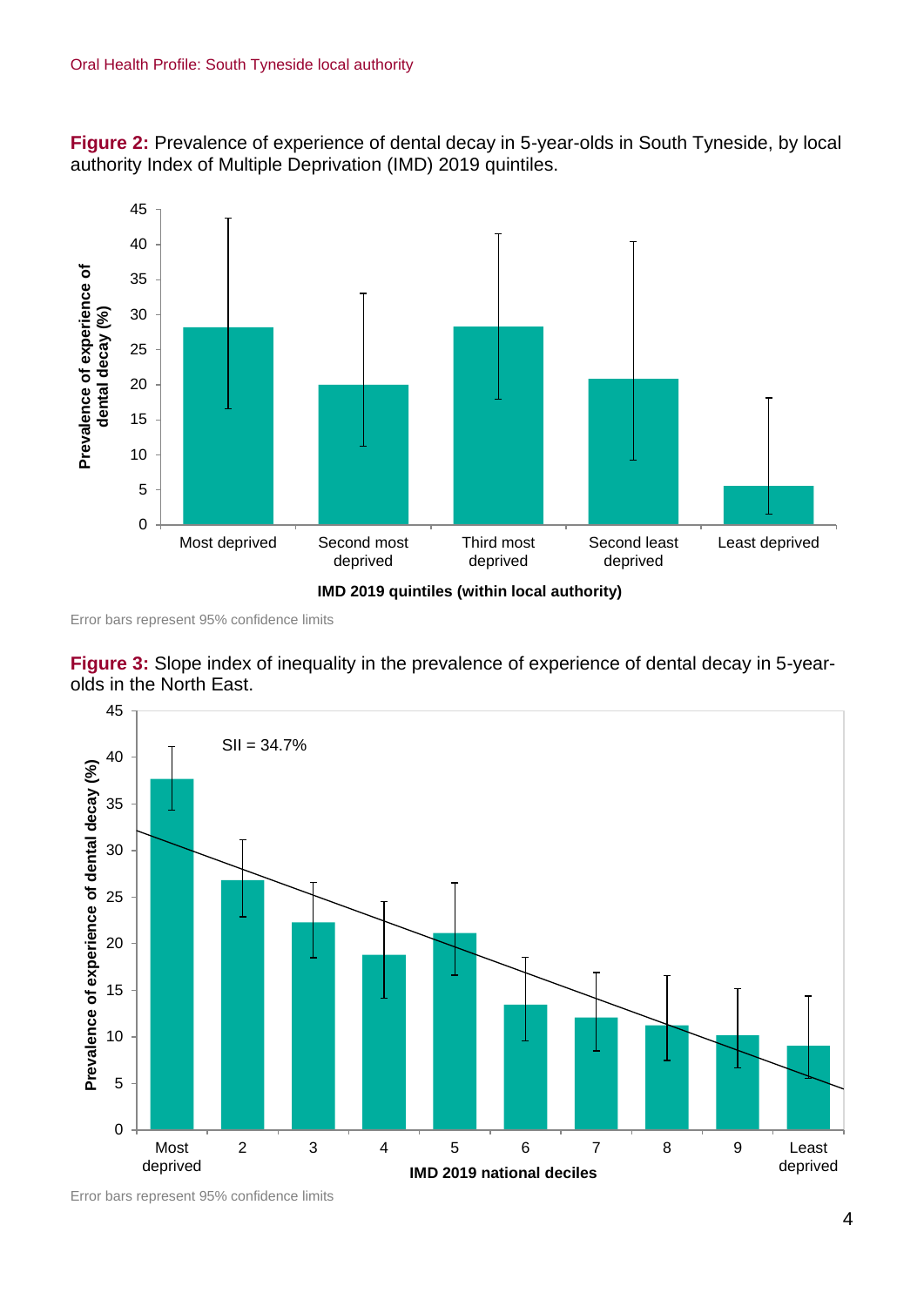**Figure 2:** Prevalence of experience of dental decay in 5-year-olds in South Tyneside, by local authority Index of Multiple Deprivation (IMD) 2019 quintiles.

Error bars represent 95% confidence limits

**Figure 3:** Slope index of inequality in the prevalence of experience of dental decay in 5-year-olds in the North East.

Error bars represent 95% confidence limits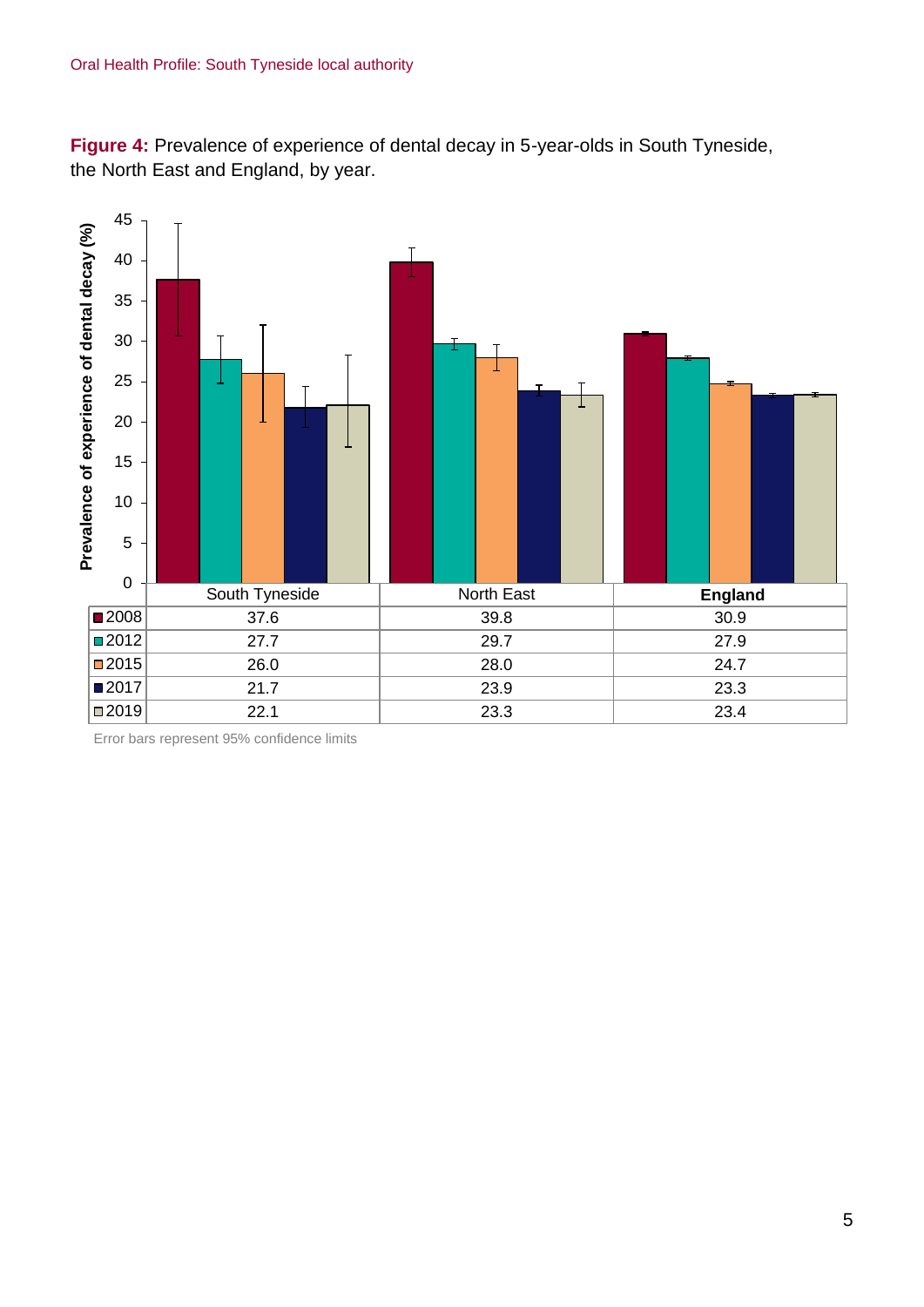**Figure 4:** Prevalence of experience of dental decay in 5-year-olds in South Tyneside, the North East and England, by year.

|  | South Tyneside | North East | **England** |
|---|---|---|---|
| 2008 | 37.6 | 39.8 | 30.9 |
| 2012 | 27.7 | 29.7 | 27.9 |
| 2015 | 26.0 | 28.0 | 24.7 |
| 2017 | 21.7 | 23.9 | 23.3 |
| 2019 | 22.1 | 23.3 | 23.4 |

Error bars represent 95% confidence limits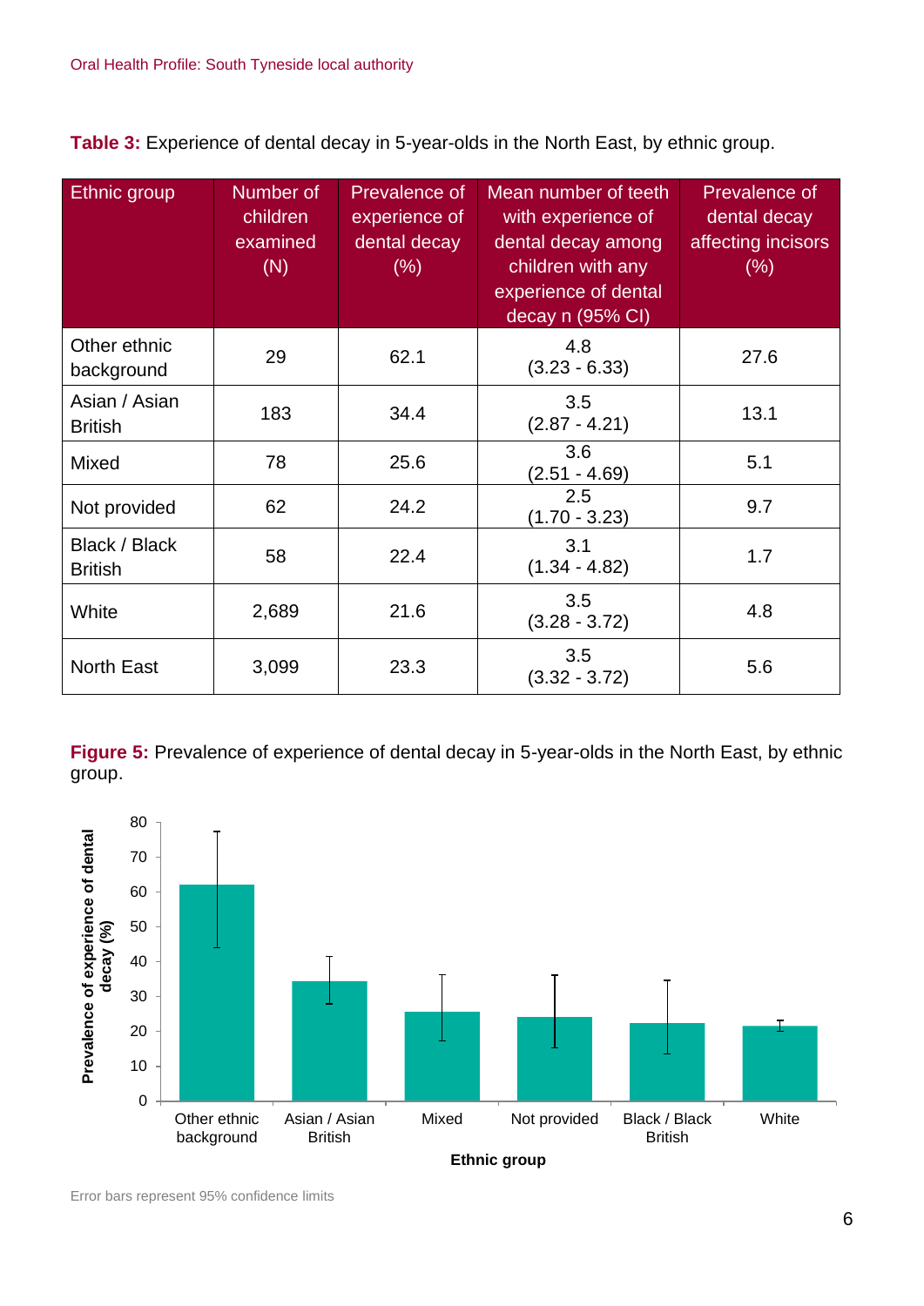**Table 3:** Experience of dental decay in 5-year-olds in the North East, by ethnic group.

| Ethnic group | Number of children examined (N) | Prevalence of experience of dental decay (%) | Mean number of teeth with experience of dental decay among children with any experience of dental decay n (95% CI) | Prevalence of dental decay affecting incisors (%) |
|---|---|---|---|---|
| Other ethnic background | 29 | 62.1 | 4.8 (3.23 - 6.33) | 27.6 |
| Asian / Asian British | 183 | 34.4 | 3.5 (2.87 - 4.21) | 13.1 |
| Mixed | 78 | 25.6 | 3.6 (2.51 - 4.69) | 5.1 |
| Not provided | 62 | 24.2 | 2.5 (1.70 - 3.23) | 9.7 |
| Black / Black British | 58 | 22.4 | 3.1 (1.34 - 4.82) | 1.7 |
| White | 2,689 | 21.6 | 3.5 (3.28 - 3.72) | 4.8 |
| North East | 3,099 | 23.3 | 3.5 (3.32 - 3.72) | 5.6 |

**Figure 5:** Prevalence of experience of dental decay in 5-year-olds in the North East, by ethnic group.

Error bars represent 95% confidence limits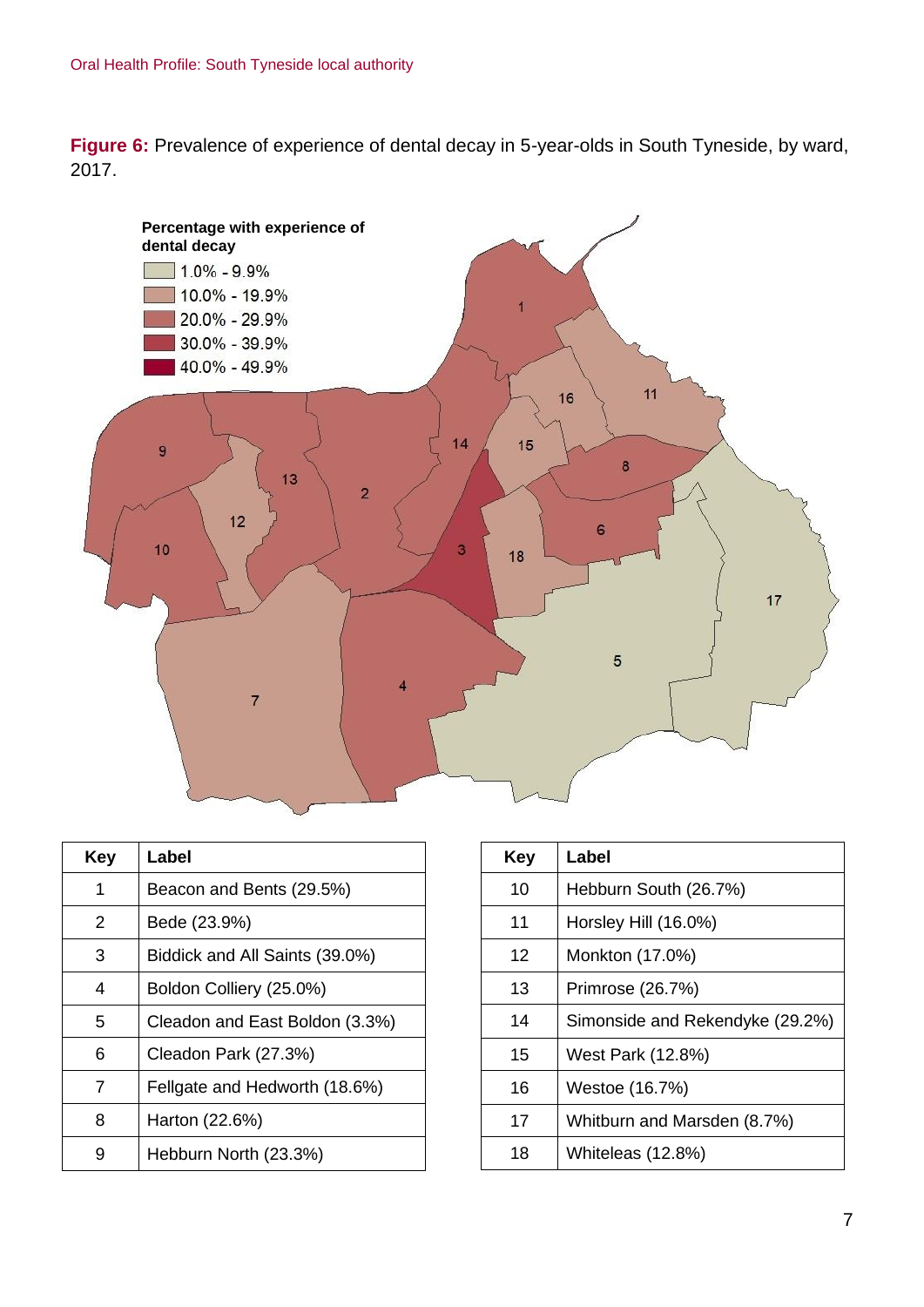**Figure 6:** Prevalence of experience of dental decay in 5-year-olds in South Tyneside, by ward, 2017.

| Key | Label |
|---|---|
| 1 | Beacon and Bents (29.5%) |
| 2 | Bede (23.9%) |
| 3 | Biddick and All Saints (39.0%) |
| 4 | Boldon Colliery (25.0%) |
| 5 | Cleadon and East Boldon (3.3%) |
| 6 | Cleadon Park (27.3%) |
| 7 | Fellgate and Hedworth (18.6%) |
| 8 | Harton (22.6%) |
| 9 | Hebburn North (23.3%) |

| Key | Label |
|---|---|
| 10 | Hebburn South (26.7%) |
| 11 | Horsley Hill (16.0%) |
| 12 | Monkton (17.0%) |
| 13 | Primrose (26.7%) |
| 14 | Simonside and Rekendyke (29.2%) |
| 15 | West Park (12.8%) |
| 16 | Westoe (16.7%) |
| 17 | Whitburn and Marsden (8.7%) |
| 18 | Whiteleas (12.8%) |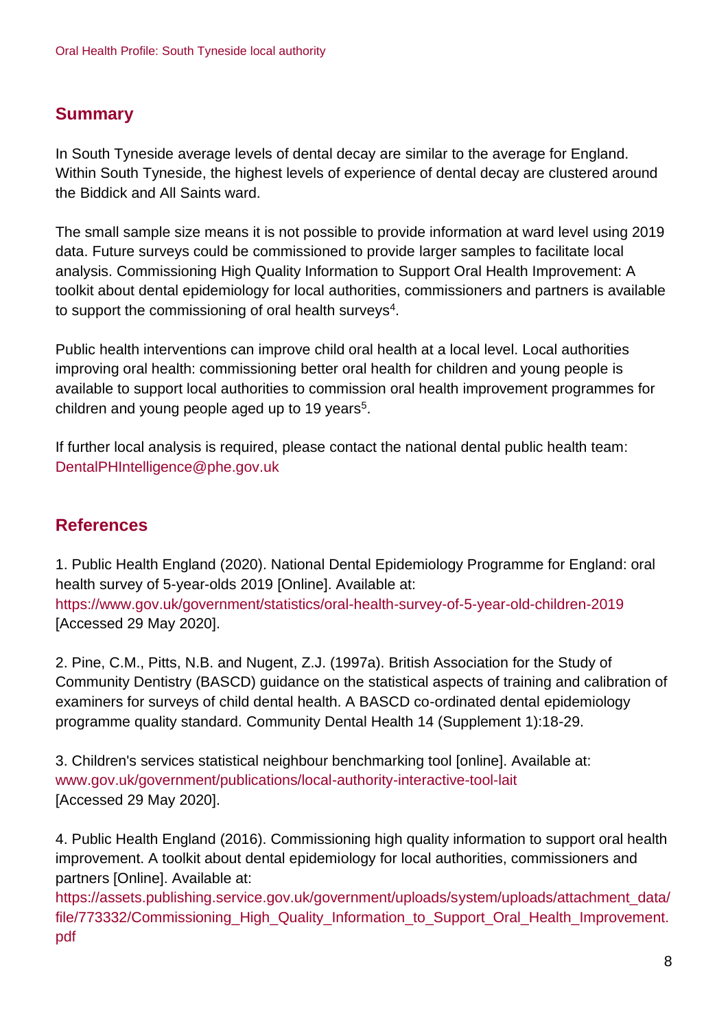## Summary

In South Tyneside average levels of dental decay are similar to the average for England. Within South Tyneside, the highest levels of experience of dental decay are clustered around the Biddick and All Saints ward.

The small sample size means it is not possible to provide information at ward level using 2019 data. Future surveys could be commissioned to provide larger samples to facilitate local analysis. Commissioning High Quality Information to Support Oral Health Improvement: A toolkit about dental epidemiology for local authorities, commissioners and partners is available to support the commissioning of oral health surveys[4].

Public health interventions can improve child oral health at a local level. Local authorities improving oral health: commissioning better oral health for children and young people is available to support local authorities to commission oral health improvement programmes for children and young people aged up to 19 years[5].

If further local analysis is required, please contact the national dental public health team: DentalPHIntelligence@phe.gov.uk

## References

1. Public Health England (2020). National Dental Epidemiology Programme for England: oral health survey of 5-year-olds 2019 [Online]. Available at: https://www.gov.uk/government/statistics/oral-health-survey-of-5-year-old-children-2019 [Accessed 29 May 2020].

2. Pine, C.M., Pitts, N.B. and Nugent, Z.J. (1997a). British Association for the Study of Community Dentistry (BASCD) guidance on the statistical aspects of training and calibration of examiners for surveys of child dental health. A BASCD co-ordinated dental epidemiology programme quality standard. Community Dental Health 14 (Supplement 1):18-29.

3. Children's services statistical neighbour benchmarking tool [online]. Available at: www.gov.uk/government/publications/local-authority-interactive-tool-lait [Accessed 29 May 2020].

4. Public Health England (2016). Commissioning high quality information to support oral health improvement. A toolkit about dental epidemiology for local authorities, commissioners and partners [Online]. Available at: https://assets.publishing.service.gov.uk/government/uploads/system/uploads/attachment_data/file/773332/Commissioning_High_Quality_Information_to_Support_Oral_Health_Improvement.pdf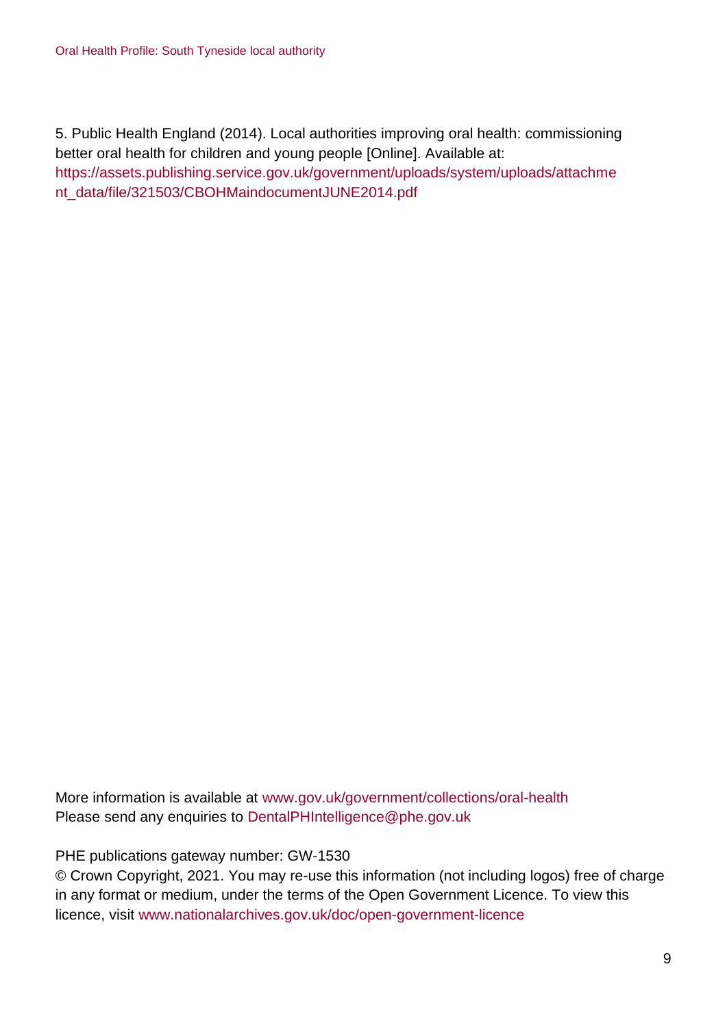5. Public Health England (2014). Local authorities improving oral health: commissioning better oral health for children and young people [Online]. Available at: https://assets.publishing.service.gov.uk/government/uploads/system/uploads/attachment_data/file/321503/CBOHMaindocumentJUNE2014.pdf

More information is available at www.gov.uk/government/collections/oral-health
Please send any enquiries to DentalPHIntelligence@phe.gov.uk

PHE publications gateway number: GW-1530
© Crown Copyright, 2021. You may re-use this information (not including logos) free of charge in any format or medium, under the terms of the Open Government Licence. To view this licence, visit www.nationalarchives.gov.uk/doc/open-government-licence